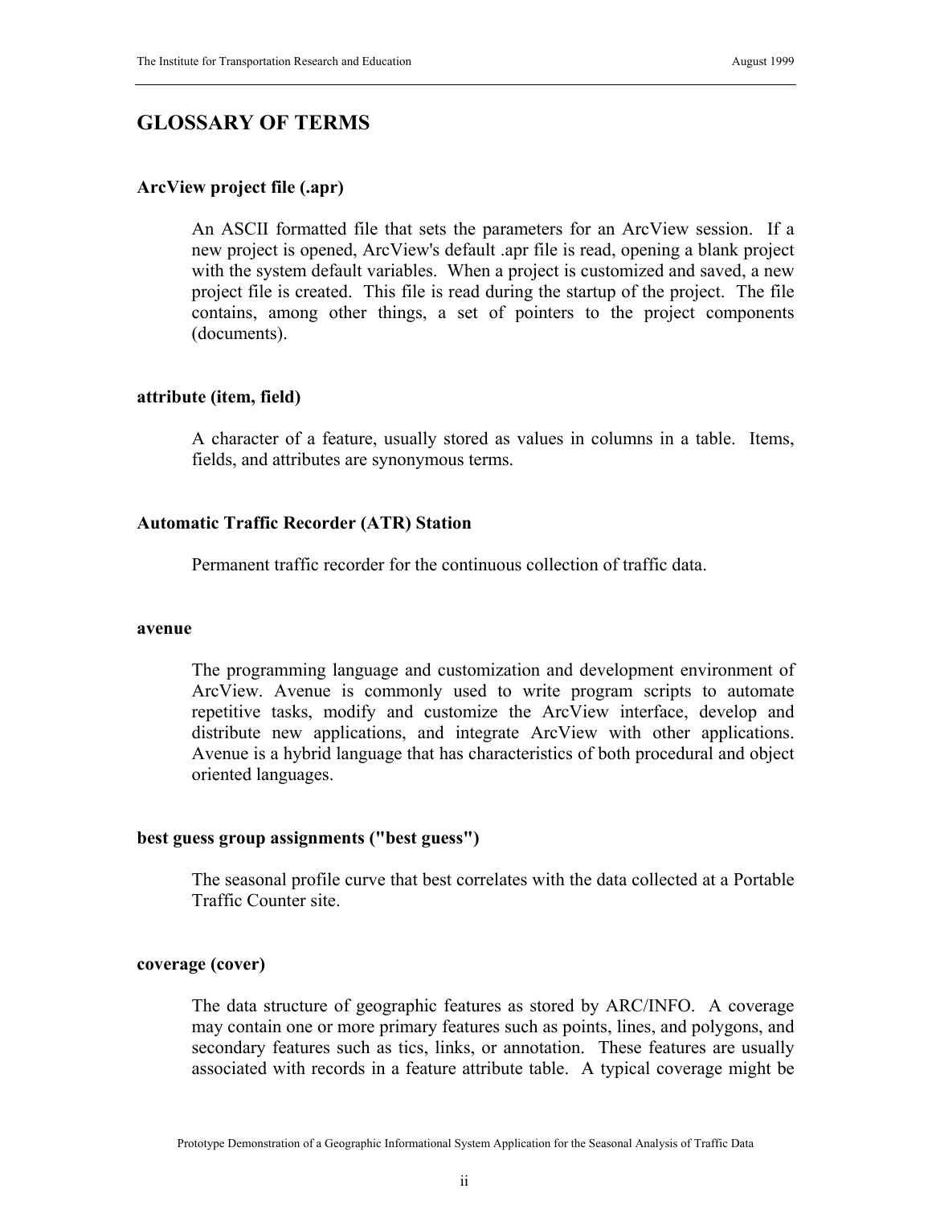## GLOSSARY OF TERMS

**ArcView project file (.apr)**

An ASCII formatted file that sets the parameters for an ArcView session. If a new project is opened, ArcView's default .apr file is read, opening a blank project with the system default variables. When a project is customized and saved, a new project file is created. This file is read during the startup of the project. The file contains, among other things, a set of pointers to the project components (documents).

**attribute (item, field)**

A character of a feature, usually stored as values in columns in a table. Items, fields, and attributes are synonymous terms.

**Automatic Traffic Recorder (ATR) Station**

Permanent traffic recorder for the continuous collection of traffic data.

**avenue**

The programming language and customization and development environment of ArcView. Avenue is commonly used to write program scripts to automate repetitive tasks, modify and customize the ArcView interface, develop and distribute new applications, and integrate ArcView with other applications. Avenue is a hybrid language that has characteristics of both procedural and object oriented languages.

**best guess group assignments ("best guess")**

The seasonal profile curve that best correlates with the data collected at a Portable Traffic Counter site.

**coverage (cover)**

The data structure of geographic features as stored by ARC/INFO. A coverage may contain one or more primary features such as points, lines, and polygons, and secondary features such as tics, links, or annotation. These features are usually associated with records in a feature attribute table. A typical coverage might be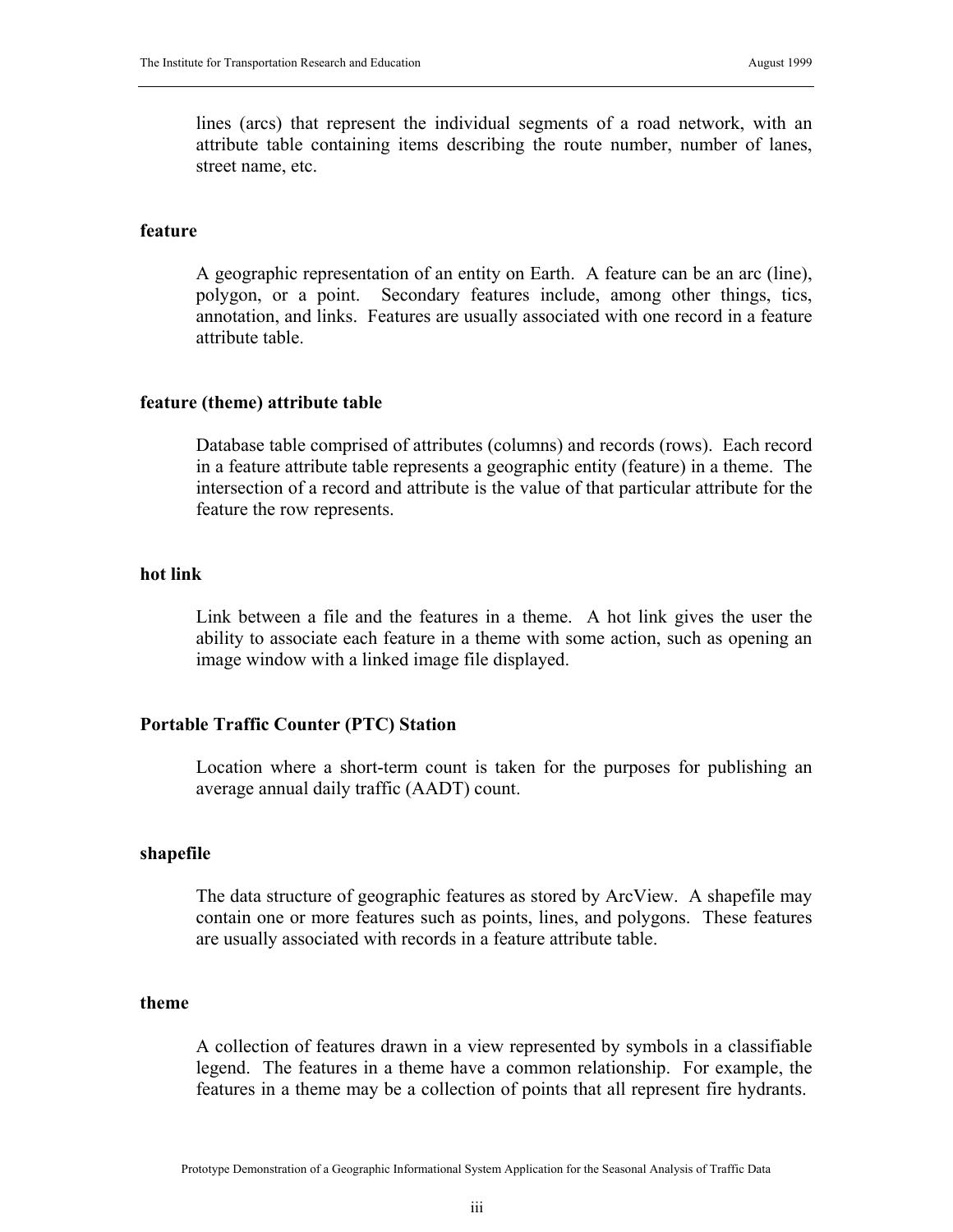lines (arcs) that represent the individual segments of a road network, with an attribute table containing items describing the route number, number of lanes, street name, etc.

**feature**

A geographic representation of an entity on Earth. A feature can be an arc (line), polygon, or a point. Secondary features include, among other things, tics, annotation, and links. Features are usually associated with one record in a feature attribute table.

**feature (theme) attribute table**

Database table comprised of attributes (columns) and records (rows). Each record in a feature attribute table represents a geographic entity (feature) in a theme. The intersection of a record and attribute is the value of that particular attribute for the feature the row represents.

**hot link**

Link between a file and the features in a theme. A hot link gives the user the ability to associate each feature in a theme with some action, such as opening an image window with a linked image file displayed.

**Portable Traffic Counter (PTC) Station**

Location where a short-term count is taken for the purposes for publishing an average annual daily traffic (AADT) count.

**shapefile**

The data structure of geographic features as stored by ArcView. A shapefile may contain one or more features such as points, lines, and polygons. These features are usually associated with records in a feature attribute table.

**theme**

A collection of features drawn in a view represented by symbols in a classifiable legend. The features in a theme have a common relationship. For example, the features in a theme may be a collection of points that all represent fire hydrants.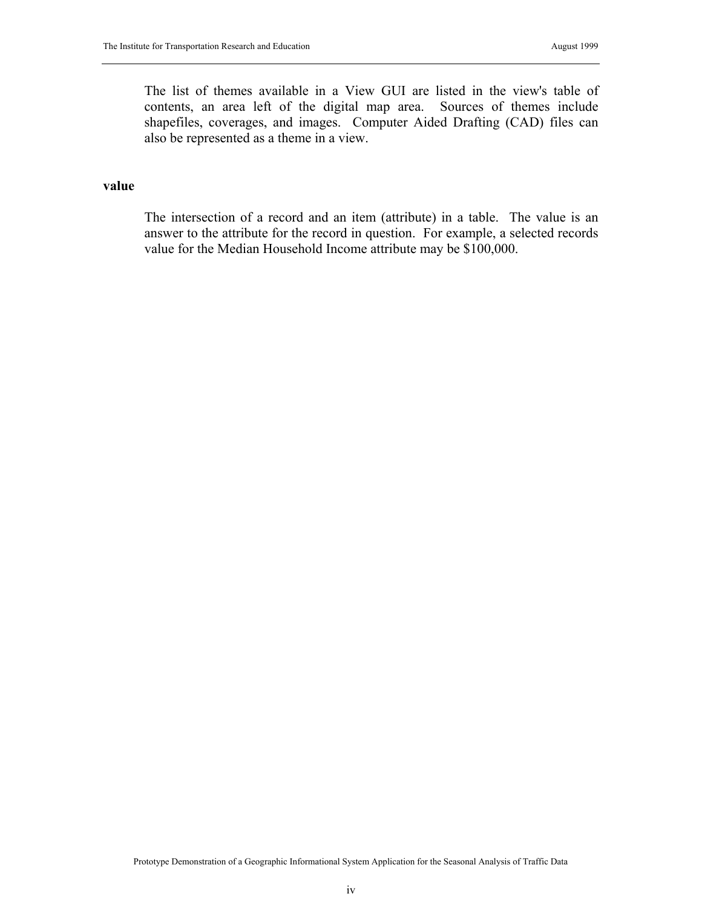The list of themes available in a View GUI are listed in the view's table of contents, an area left of the digital map area. Sources of themes include shapefiles, coverages, and images. Computer Aided Drafting (CAD) files can also be represented as a theme in a view.

**value**

The intersection of a record and an item (attribute) in a table. The value is an answer to the attribute for the record in question. For example, a selected records value for the Median Household Income attribute may be $100,000.